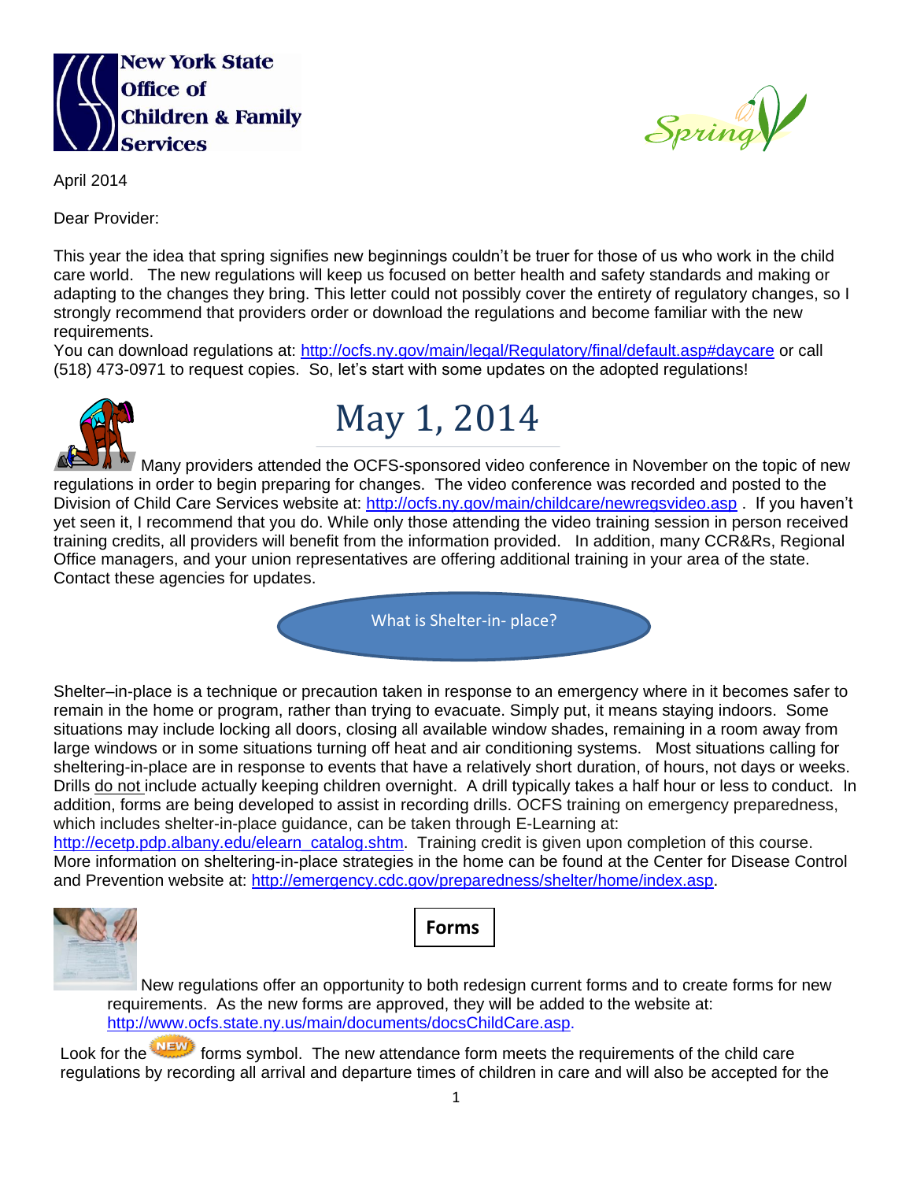New York State
Office of
Children & Family
Services

Spring

April 2014

Dear Provider:

This year the idea that spring signifies new beginnings couldn't be truer for those of us who work in the child care world. The new regulations will keep us focused on better health and safety standards and making or adapting to the changes they bring. This letter could not possibly cover the entirety of regulatory changes, so I strongly recommend that providers order or download the regulations and become familiar with the new requirements.

You can download regulations at: http://ocfs.ny.gov/main/legal/Regulatory/final/default.asp#daycare or call (518) 473-0971 to request copies. So, let's start with some updates on the adopted regulations!

# May 1, 2014

Many providers attended the OCFS-sponsored video conference in November on the topic of new regulations in order to begin preparing for changes. The video conference was recorded and posted to the Division of Child Care Services website at: http://ocfs.ny.gov/main/childcare/newregsvideo.asp . If you haven't yet seen it, I recommend that you do. While only those attending the video training session in person received training credits, all providers will benefit from the information provided. In addition, many CCR&Rs, Regional Office managers, and your union representatives are offering additional training in your area of the state. Contact these agencies for updates.

## What is Shelter-in- place?

Shelter–in-place is a technique or precaution taken in response to an emergency where in it becomes safer to remain in the home or program, rather than trying to evacuate. Simply put, it means staying indoors. Some situations may include locking all doors, closing all available window shades, remaining in a room away from large windows or in some situations turning off heat and air conditioning systems. Most situations calling for sheltering-in-place are in response to events that have a relatively short duration, of hours, not days or weeks. Drills do not include actually keeping children overnight. A drill typically takes a half hour or less to conduct. In addition, forms are being developed to assist in recording drills. OCFS training on emergency preparedness, which includes shelter-in-place guidance, can be taken through E-Learning at: http://ecetp.pdp.albany.edu/elearn_catalog.shtm. Training credit is given upon completion of this course. More information on sheltering-in-place strategies in the home can be found at the Center for Disease Control and Prevention website at: http://emergency.cdc.gov/preparedness/shelter/home/index.asp.

## Forms

New regulations offer an opportunity to both redesign current forms and to create forms for new requirements. As the new forms are approved, they will be added to the website at: http://www.ocfs.state.ny.us/main/documents/docsChildCare.asp.

Look for the NEW forms symbol. The new attendance form meets the requirements of the child care regulations by recording all arrival and departure times of children in care and will also be accepted for the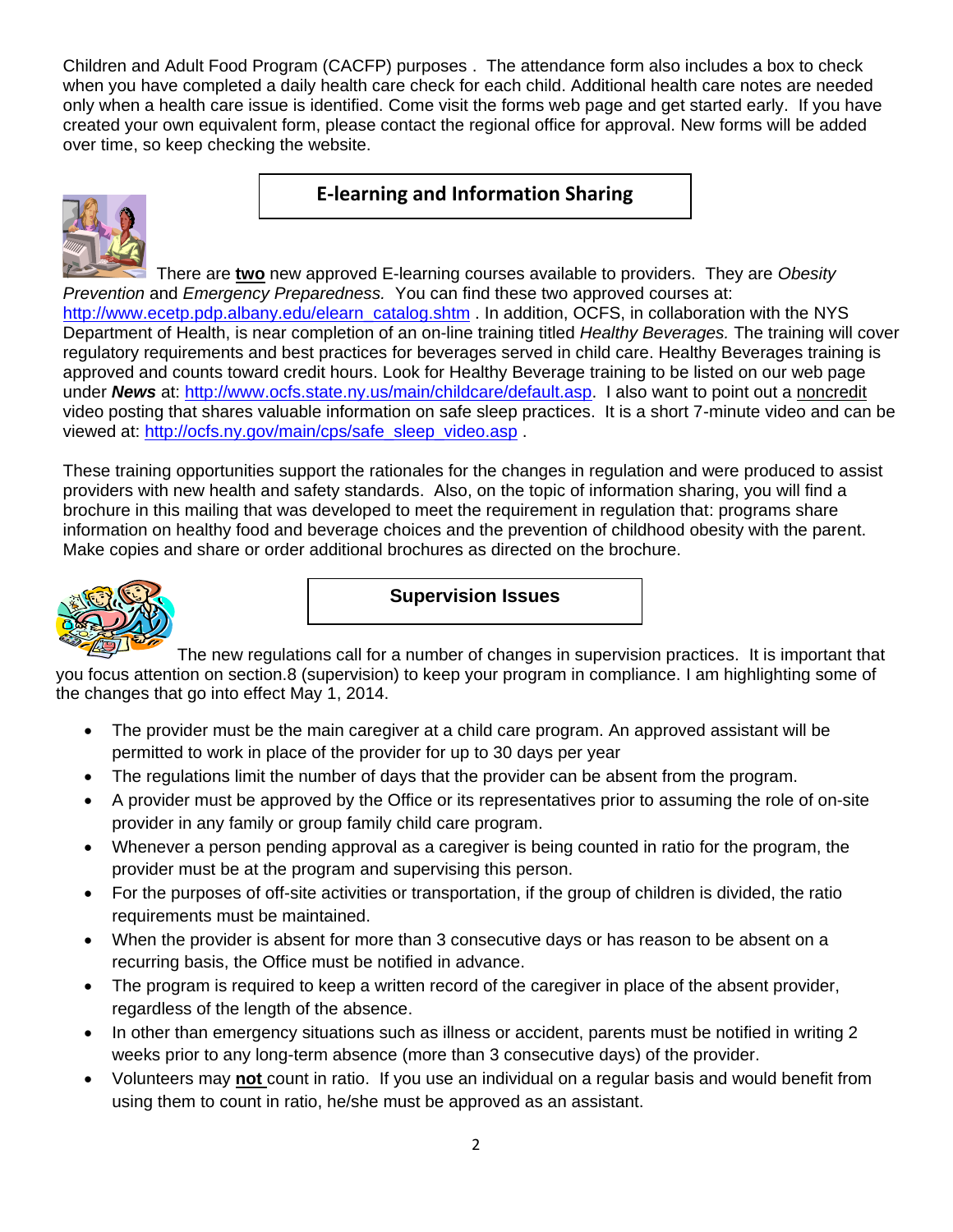Children and Adult Food Program (CACFP) purposes . The attendance form also includes a box to check when you have completed a daily health care check for each child. Additional health care notes are needed only when a health care issue is identified. Come visit the forms web page and get started early. If you have created your own equivalent form, please contact the regional office for approval. New forms will be added over time, so keep checking the website.

## E-learning and Information Sharing

There are **two** new approved E-learning courses available to providers. They are *Obesity Prevention* and *Emergency Preparedness.* You can find these two approved courses at: http://www.ecetp.pdp.albany.edu/elearn_catalog.shtm . In addition, OCFS, in collaboration with the NYS Department of Health, is near completion of an on-line training titled *Healthy Beverages.* The training will cover regulatory requirements and best practices for beverages served in child care. Healthy Beverages training is approved and counts toward credit hours. Look for Healthy Beverage training to be listed on our web page under ***News*** at: http://www.ocfs.state.ny.us/main/childcare/default.asp. I also want to point out a noncredit video posting that shares valuable information on safe sleep practices. It is a short 7-minute video and can be viewed at: http://ocfs.ny.gov/main/cps/safe_sleep_video.asp .

These training opportunities support the rationales for the changes in regulation and were produced to assist providers with new health and safety standards. Also, on the topic of information sharing, you will find a brochure in this mailing that was developed to meet the requirement in regulation that: programs share information on healthy food and beverage choices and the prevention of childhood obesity with the parent. Make copies and share or order additional brochures as directed on the brochure.

## Supervision Issues

The new regulations call for a number of changes in supervision practices. It is important that you focus attention on section.8 (supervision) to keep your program in compliance. I am highlighting some of the changes that go into effect May 1, 2014.

- The provider must be the main caregiver at a child care program. An approved assistant will be permitted to work in place of the provider for up to 30 days per year
- The regulations limit the number of days that the provider can be absent from the program.
- A provider must be approved by the Office or its representatives prior to assuming the role of on-site provider in any family or group family child care program.
- Whenever a person pending approval as a caregiver is being counted in ratio for the program, the provider must be at the program and supervising this person.
- For the purposes of off-site activities or transportation, if the group of children is divided, the ratio requirements must be maintained.
- When the provider is absent for more than 3 consecutive days or has reason to be absent on a recurring basis, the Office must be notified in advance.
- The program is required to keep a written record of the caregiver in place of the absent provider, regardless of the length of the absence.
- In other than emergency situations such as illness or accident, parents must be notified in writing 2 weeks prior to any long-term absence (more than 3 consecutive days) of the provider.
- Volunteers may **not** count in ratio. If you use an individual on a regular basis and would benefit from using them to count in ratio, he/she must be approved as an assistant.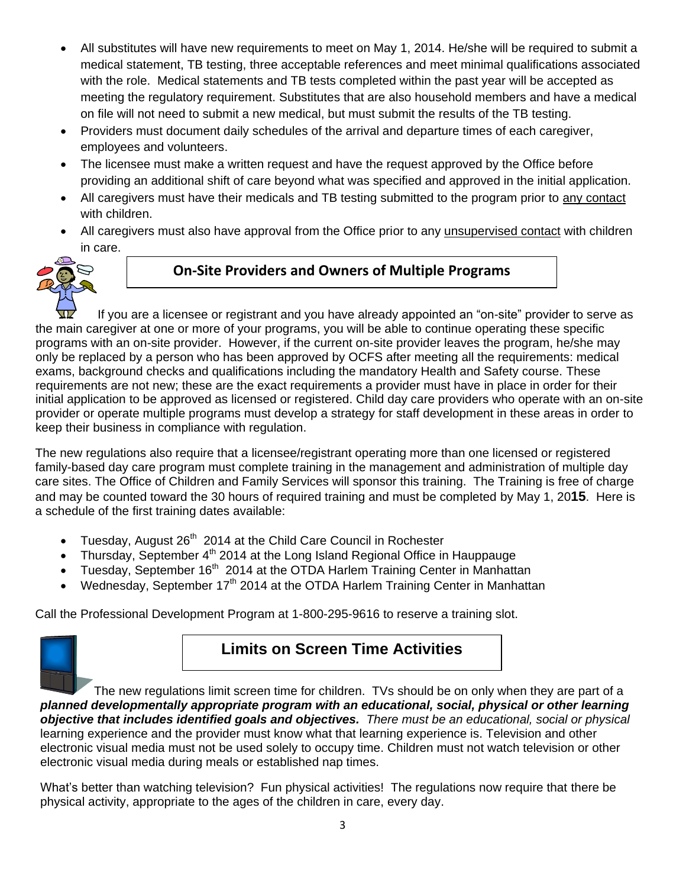- All substitutes will have new requirements to meet on May 1, 2014. He/she will be required to submit a medical statement, TB testing, three acceptable references and meet minimal qualifications associated with the role. Medical statements and TB tests completed within the past year will be accepted as meeting the regulatory requirement. Substitutes that are also household members and have a medical on file will not need to submit a new medical, but must submit the results of the TB testing.
- Providers must document daily schedules of the arrival and departure times of each caregiver, employees and volunteers.
- The licensee must make a written request and have the request approved by the Office before providing an additional shift of care beyond what was specified and approved in the initial application.
- All caregivers must have their medicals and TB testing submitted to the program prior to any contact with children.
- All caregivers must also have approval from the Office prior to any unsupervised contact with children in care.

## On-Site Providers and Owners of Multiple Programs

If you are a licensee or registrant and you have already appointed an "on-site" provider to serve as the main caregiver at one or more of your programs, you will be able to continue operating these specific programs with an on-site provider. However, if the current on-site provider leaves the program, he/she may only be replaced by a person who has been approved by OCFS after meeting all the requirements: medical exams, background checks and qualifications including the mandatory Health and Safety course. These requirements are not new; these are the exact requirements a provider must have in place in order for their initial application to be approved as licensed or registered. Child day care providers who operate with an on-site provider or operate multiple programs must develop a strategy for staff development in these areas in order to keep their business in compliance with regulation.

The new regulations also require that a licensee/registrant operating more than one licensed or registered family-based day care program must complete training in the management and administration of multiple day care sites. The Office of Children and Family Services will sponsor this training. The Training is free of charge and may be counted toward the 30 hours of required training and must be completed by May 1, 20**15**. Here is a schedule of the first training dates available:

- Tuesday, August 26th 2014 at the Child Care Council in Rochester
- Thursday, September 4th 2014 at the Long Island Regional Office in Hauppauge
- Tuesday, September 16th 2014 at the OTDA Harlem Training Center in Manhattan
- Wednesday, September 17th 2014 at the OTDA Harlem Training Center in Manhattan

Call the Professional Development Program at 1-800-295-9616 to reserve a training slot.

## Limits on Screen Time Activities

The new regulations limit screen time for children. TVs should be on only when they are part of a ***planned developmentally appropriate program with an educational, social, physical or other learning objective that includes identified goals and objectives.*** *There must be an educational, social or physical* learning experience and the provider must know what that learning experience is. Television and other electronic visual media must not be used solely to occupy time. Children must not watch television or other electronic visual media during meals or established nap times.

What's better than watching television? Fun physical activities! The regulations now require that there be physical activity, appropriate to the ages of the children in care, every day.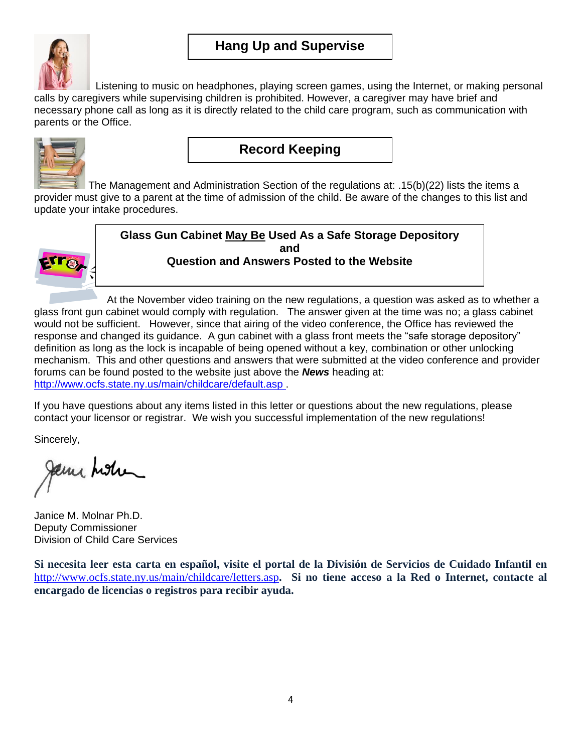## Hang Up and Supervise

Listening to music on headphones, playing screen games, using the Internet, or making personal calls by caregivers while supervising children is prohibited. However, a caregiver may have brief and necessary phone call as long as it is directly related to the child care program, such as communication with parents or the Office.

## Record Keeping

The Management and Administration Section of the regulations at: .15(b)(22) lists the items a provider must give to a parent at the time of admission of the child. Be aware of the changes to this list and update your intake procedures.

## Glass Gun Cabinet May Be Used As a Safe Storage Depository and Question and Answers Posted to the Website

At the November video training on the new regulations, a question was asked as to whether a glass front gun cabinet would comply with regulation. The answer given at the time was no; a glass cabinet would not be sufficient. However, since that airing of the video conference, the Office has reviewed the response and changed its guidance. A gun cabinet with a glass front meets the "safe storage depository" definition as long as the lock is incapable of being opened without a key, combination or other unlocking mechanism. This and other questions and answers that were submitted at the video conference and provider forums can be found posted to the website just above the ***News*** heading at: http://www.ocfs.state.ny.us/main/childcare/default.asp .

If you have questions about any items listed in this letter or questions about the new regulations, please contact your licensor or registrar. We wish you successful implementation of the new regulations!

Sincerely,

Janice M. Molnar Ph.D.
Deputy Commissioner
Division of Child Care Services

**Si necesita leer esta carta en español, visite el portal de la División de Servicios de Cuidado Infantil en http://www.ocfs.state.ny.us/main/childcare/letters.asp. Si no tiene acceso a la Red o Internet, contacte al encargado de licencias o registros para recibir ayuda.**